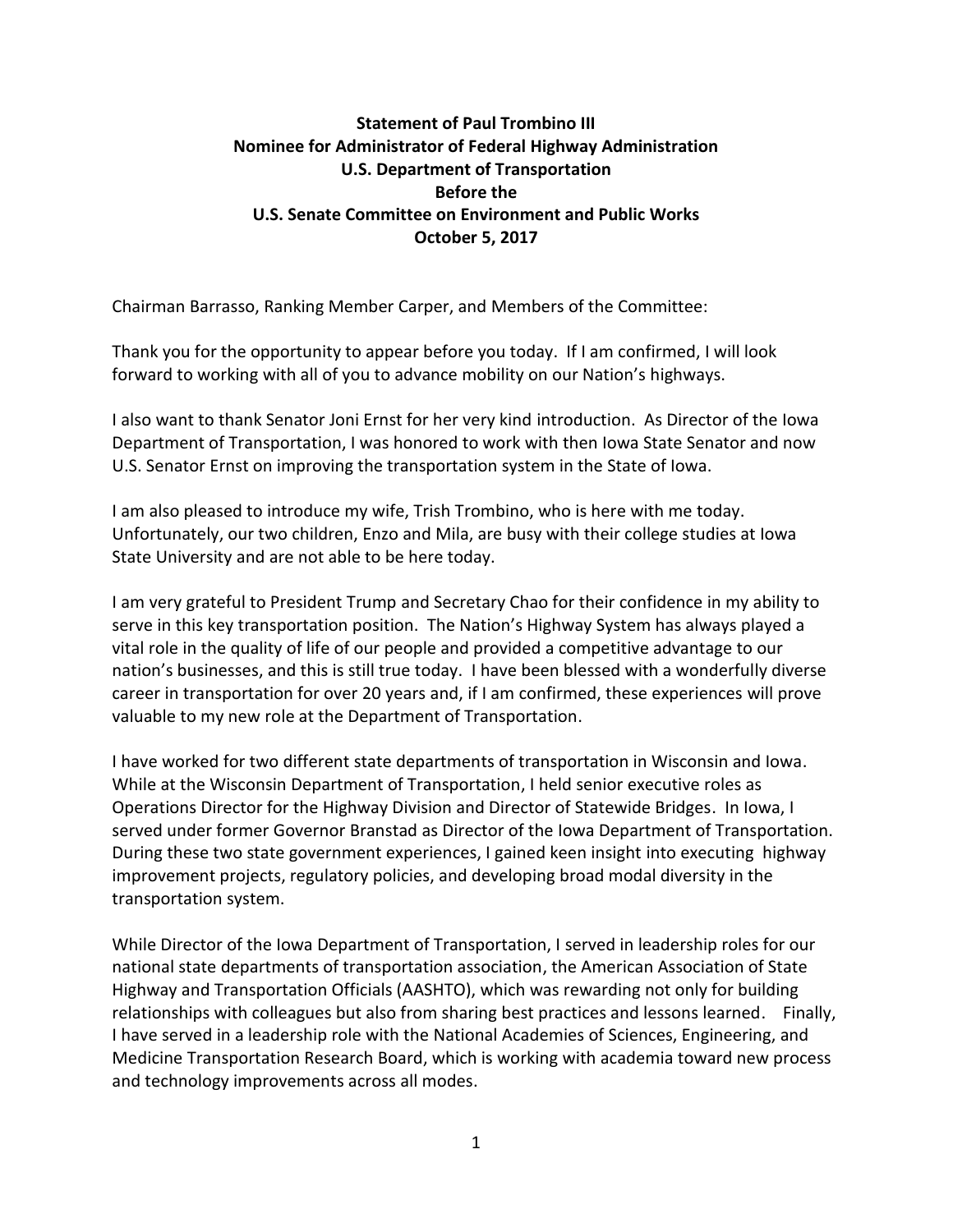**Statement of Paul Trombino III**
**Nominee for Administrator of Federal Highway Administration**
**U.S. Department of Transportation**
**Before the**
**U.S. Senate Committee on Environment and Public Works**
**October 5, 2017**

Chairman Barrasso, Ranking Member Carper, and Members of the Committee:

Thank you for the opportunity to appear before you today. If I am confirmed, I will look forward to working with all of you to advance mobility on our Nation's highways.

I also want to thank Senator Joni Ernst for her very kind introduction. As Director of the Iowa Department of Transportation, I was honored to work with then Iowa State Senator and now U.S. Senator Ernst on improving the transportation system in the State of Iowa.

I am also pleased to introduce my wife, Trish Trombino, who is here with me today. Unfortunately, our two children, Enzo and Mila, are busy with their college studies at Iowa State University and are not able to be here today.

I am very grateful to President Trump and Secretary Chao for their confidence in my ability to serve in this key transportation position. The Nation's Highway System has always played a vital role in the quality of life of our people and provided a competitive advantage to our nation's businesses, and this is still true today. I have been blessed with a wonderfully diverse career in transportation for over 20 years and, if I am confirmed, these experiences will prove valuable to my new role at the Department of Transportation.

I have worked for two different state departments of transportation in Wisconsin and Iowa. While at the Wisconsin Department of Transportation, I held senior executive roles as Operations Director for the Highway Division and Director of Statewide Bridges. In Iowa, I served under former Governor Branstad as Director of the Iowa Department of Transportation. During these two state government experiences, I gained keen insight into executing highway improvement projects, regulatory policies, and developing broad modal diversity in the transportation system.

While Director of the Iowa Department of Transportation, I served in leadership roles for our national state departments of transportation association, the American Association of State Highway and Transportation Officials (AASHTO), which was rewarding not only for building relationships with colleagues but also from sharing best practices and lessons learned. Finally, I have served in a leadership role with the National Academies of Sciences, Engineering, and Medicine Transportation Research Board, which is working with academia toward new process and technology improvements across all modes.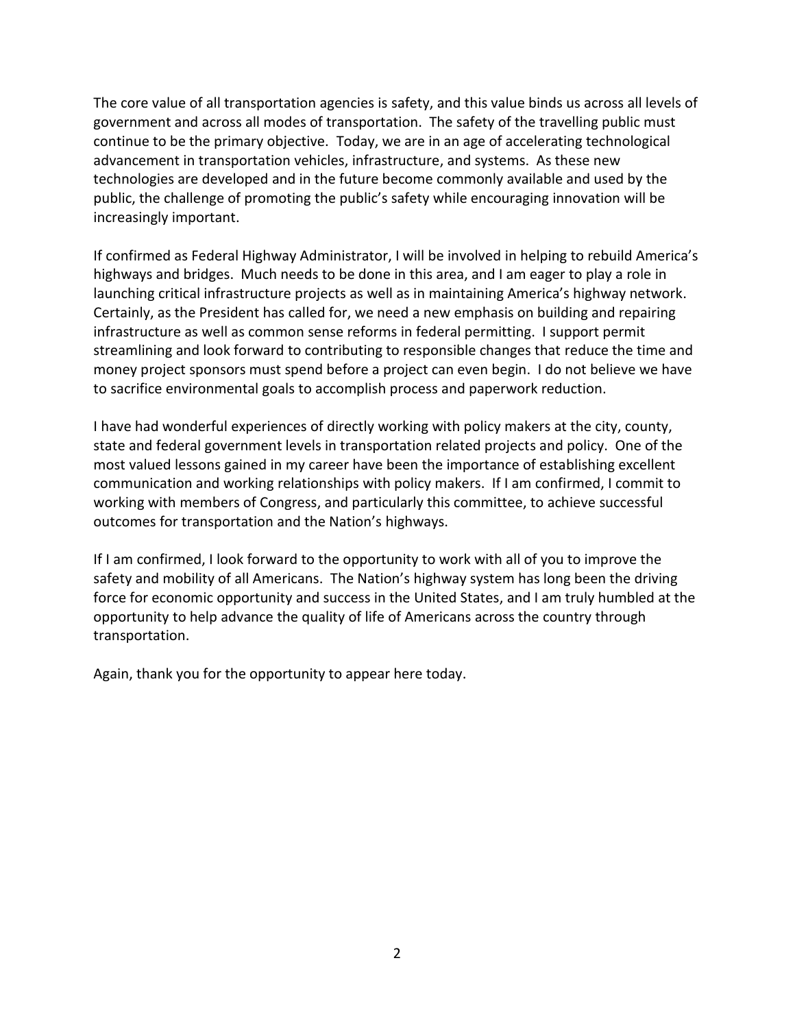The core value of all transportation agencies is safety, and this value binds us across all levels of government and across all modes of transportation. The safety of the travelling public must continue to be the primary objective. Today, we are in an age of accelerating technological advancement in transportation vehicles, infrastructure, and systems. As these new technologies are developed and in the future become commonly available and used by the public, the challenge of promoting the public's safety while encouraging innovation will be increasingly important.

If confirmed as Federal Highway Administrator, I will be involved in helping to rebuild America's highways and bridges. Much needs to be done in this area, and I am eager to play a role in launching critical infrastructure projects as well as in maintaining America's highway network. Certainly, as the President has called for, we need a new emphasis on building and repairing infrastructure as well as common sense reforms in federal permitting. I support permit streamlining and look forward to contributing to responsible changes that reduce the time and money project sponsors must spend before a project can even begin. I do not believe we have to sacrifice environmental goals to accomplish process and paperwork reduction.

I have had wonderful experiences of directly working with policy makers at the city, county, state and federal government levels in transportation related projects and policy. One of the most valued lessons gained in my career have been the importance of establishing excellent communication and working relationships with policy makers. If I am confirmed, I commit to working with members of Congress, and particularly this committee, to achieve successful outcomes for transportation and the Nation's highways.

If I am confirmed, I look forward to the opportunity to work with all of you to improve the safety and mobility of all Americans. The Nation's highway system has long been the driving force for economic opportunity and success in the United States, and I am truly humbled at the opportunity to help advance the quality of life of Americans across the country through transportation.

Again, thank you for the opportunity to appear here today.